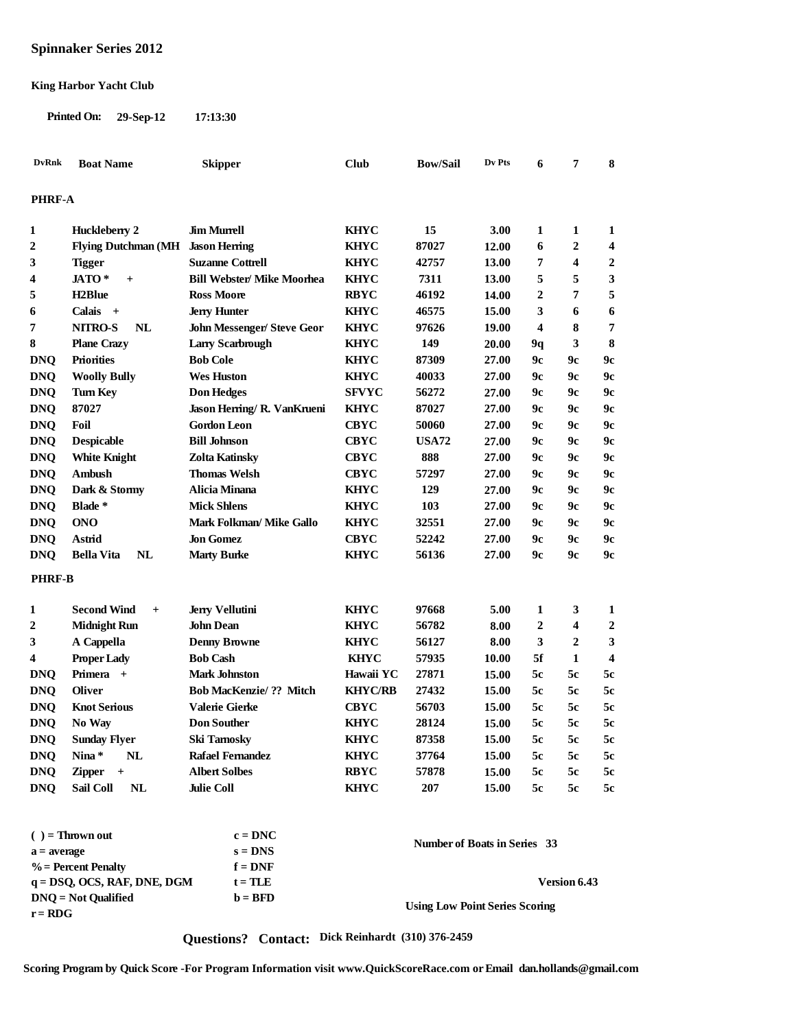## Spinnaker Series 2012

**King Harbor Yacht Club**

**Printed On:** 29-Sep-12 17:13:30

| DvRnk | Boat Name | Skipper | Club | Bow/Sail | Dv Pts | 6 | 7 | 8 |
|---|---|---|---|---|---|---|---|---|
| **PHRF-A** | | | | | | | | |
| 1 | Huckleberry 2 | Jim Murrell | KHYC | 15 | 3.00 | 1 | 1 | 1 |
| 2 | Flying Dutchman (MH | Jason Herring | KHYC | 87027 | 12.00 | 6 | 2 | 4 |
| 3 | Tigger | Suzanne Cottrell | KHYC | 42757 | 13.00 | 7 | 4 | 2 |
| 4 | JATO * + | Bill Webster/ Mike Moorhea | KHYC | 7311 | 13.00 | 5 | 5 | 3 |
| 5 | H2Blue | Ross Moore | RBYC | 46192 | 14.00 | 2 | 7 | 5 |
| 6 | Calais + | Jerry Hunter | KHYC | 46575 | 15.00 | 3 | 6 | 6 |
| 7 | NITRO-S NL | John Messenger/ Steve Geor | KHYC | 97626 | 19.00 | 4 | 8 | 7 |
| 8 | Plane Crazy | Larry Scarbrough | KHYC | 149 | 20.00 | 9q | 3 | 8 |
| DNQ | Priorities | Bob Cole | KHYC | 87309 | 27.00 | 9c | 9c | 9c |
| DNQ | Woolly Bully | Wes Huston | KHYC | 40033 | 27.00 | 9c | 9c | 9c |
| DNQ | Turn Key | Don Hedges | SFVYC | 56272 | 27.00 | 9c | 9c | 9c |
| DNQ | 87027 | Jason Herring/ R. VanKrueni | KHYC | 87027 | 27.00 | 9c | 9c | 9c |
| DNQ | Foil | Gordon Leon | CBYC | 50060 | 27.00 | 9c | 9c | 9c |
| DNQ | Despicable | Bill Johnson | CBYC | USA72 | 27.00 | 9c | 9c | 9c |
| DNQ | White Knight | Zolta Katinsky | CBYC | 888 | 27.00 | 9c | 9c | 9c |
| DNQ | Ambush | Thomas Welsh | CBYC | 57297 | 27.00 | 9c | 9c | 9c |
| DNQ | Dark & Stormy | Alicia Minana | KHYC | 129 | 27.00 | 9c | 9c | 9c |
| DNQ | Blade * | Mick Shlens | KHYC | 103 | 27.00 | 9c | 9c | 9c |
| DNQ | ONO | Mark Folkman/ Mike Gallo | KHYC | 32551 | 27.00 | 9c | 9c | 9c |
| DNQ | Astrid | Jon Gomez | CBYC | 52242 | 27.00 | 9c | 9c | 9c |
| DNQ | Bella Vita NL | Marty Burke | KHYC | 56136 | 27.00 | 9c | 9c | 9c |
| **PHRF-B** | | | | | | | | |
| 1 | Second Wind + | Jerry Vellutini | KHYC | 97668 | 5.00 | 1 | 3 | 1 |
| 2 | Midnight Run | John Dean | KHYC | 56782 | 8.00 | 2 | 4 | 2 |
| 3 | A Cappella | Denny Browne | KHYC | 56127 | 8.00 | 3 | 2 | 3 |
| 4 | Proper Lady | Bob Cash | KHYC | 57935 | 10.00 | 5f | 1 | 4 |
| DNQ | Primera + | Mark Johnston | Hawaii YC | 27871 | 15.00 | 5c | 5c | 5c |
| DNQ | Oliver | Bob MacKenzie/ ?? Mitch | KHYC/RB | 27432 | 15.00 | 5c | 5c | 5c |
| DNQ | Knot Serious | Valerie Gierke | CBYC | 56703 | 15.00 | 5c | 5c | 5c |
| DNQ | No Way | Don Souther | KHYC | 28124 | 15.00 | 5c | 5c | 5c |
| DNQ | Sunday Flyer | Ski Tarnosky | KHYC | 87358 | 15.00 | 5c | 5c | 5c |
| DNQ | Nina * NL | Rafael Fernandez | KHYC | 37764 | 15.00 | 5c | 5c | 5c |
| DNQ | Zipper + | Albert Solbes | RBYC | 57878 | 15.00 | 5c | 5c | 5c |
| DNQ | Sail Coll NL | Julie Coll | KHYC | 207 | 15.00 | 5c | 5c | 5c |

( ) = Thrown out
a = average
% = Percent Penalty
q = DSQ, OCS, RAF, DNE, DGM
DNQ = Not Qualified
r = RDG

c = DNC
s = DNS
f = DNF
t = TLE
b = BFD

**Number of Boats in Series 33**

**Version 6.43**

**Using Low Point Series Scoring**

**Questions? Contact:** Dick Reinhardt (310) 376-2459

**Scoring Program by Quick Score -For Program Information visit www.QuickScoreRace.com or Email dan.hollands@gmail.com**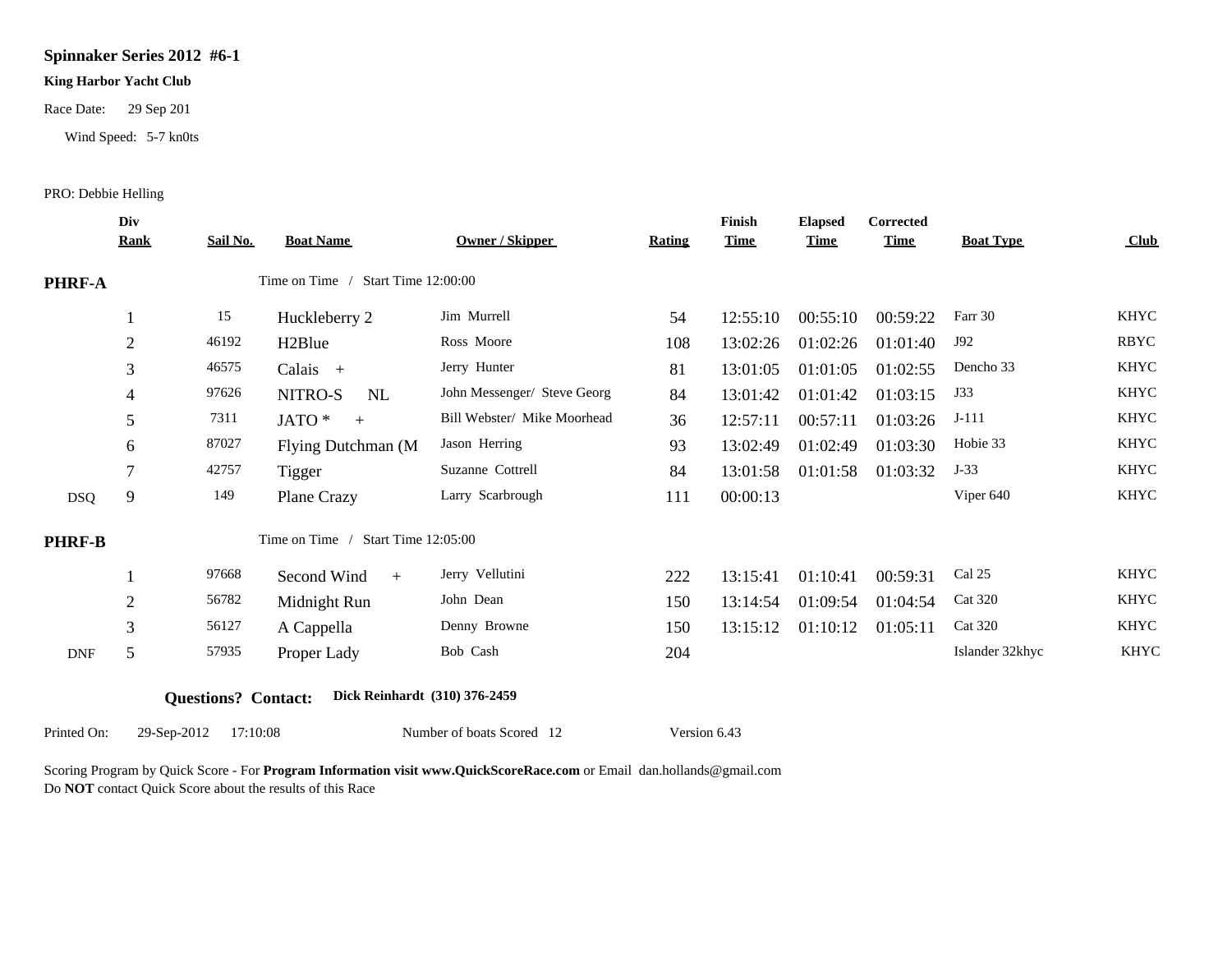## Spinnaker Series 2012 #6-1

**King Harbor Yacht Club**

Race Date: 29 Sep 201

Wind Speed: 5-7 kn0ts

PRO: Debbie Helling

| | Div Rank | Sail No. | Boat Name | Owner / Skipper | Rating | Finish Time | Elapsed Time | Corrected Time | Boat Type | Club |
|---|---|---|---|---|---|---|---|---|---|---|
| **PHRF-A** | | | Time on Time / Start Time 12:00:00 | | | | | | | |
| | 1 | 15 | Huckleberry 2 | Jim Murrell | 54 | 12:55:10 | 00:55:10 | 00:59:22 | Farr 30 | KHYC |
| | 2 | 46192 | H2Blue | Ross Moore | 108 | 13:02:26 | 01:02:26 | 01:01:40 | J92 | RBYC |
| | 3 | 46575 | Calais + | Jerry Hunter | 81 | 13:01:05 | 01:01:05 | 01:02:55 | Dencho 33 | KHYC |
| | 4 | 97626 | NITRO-S NL | John Messenger/ Steve Georg | 84 | 13:01:42 | 01:01:42 | 01:03:15 | J33 | KHYC |
| | 5 | 7311 | JATO * + | Bill Webster/ Mike Moorhead | 36 | 12:57:11 | 00:57:11 | 01:03:26 | J-111 | KHYC |
| | 6 | 87027 | Flying Dutchman (M | Jason Herring | 93 | 13:02:49 | 01:02:49 | 01:03:30 | Hobie 33 | KHYC |
| | 7 | 42757 | Tigger | Suzanne Cottrell | 84 | 13:01:58 | 01:01:58 | 01:03:32 | J-33 | KHYC |
| DSQ | 9 | 149 | Plane Crazy | Larry Scarbrough | 111 | 00:00:13 | | | Viper 640 | KHYC |
| **PHRF-B** | | | Time on Time / Start Time 12:05:00 | | | | | | | |
| | 1 | 97668 | Second Wind + | Jerry Vellutini | 222 | 13:15:41 | 01:10:41 | 00:59:31 | Cal 25 | KHYC |
| | 2 | 56782 | Midnight Run | John Dean | 150 | 13:14:54 | 01:09:54 | 01:04:54 | Cat 320 | KHYC |
| | 3 | 56127 | A Cappella | Denny Browne | 150 | 13:15:12 | 01:10:12 | 01:05:11 | Cat 320 | KHYC |
| DNF | 5 | 57935 | Proper Lady | Bob Cash | 204 | | | | Islander 32khyc | KHYC |

**Questions? Contact:** **Dick Reinhardt (310) 376-2459**

Printed On: 29-Sep-2012 17:10:08 Number of boats Scored 12 Version 6.43

Scoring Program by Quick Score - For **Program Information visit www.QuickScoreRace.com** or Email dan.hollands@gmail.com
Do **NOT** contact Quick Score about the results of this Race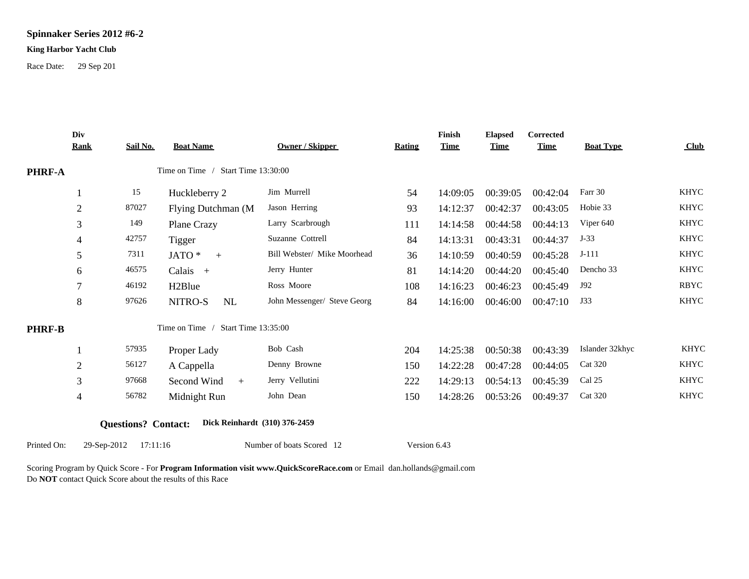**Spinnaker Series 2012 #6-2**

**King Harbor Yacht Club**

Race Date: 29 Sep 201

| Div Rank | Sail No. | Boat Name | Owner / Skipper | Rating | Finish Time | Elapsed Time | Corrected Time | Boat Type | Club |
|---|---|---|---|---|---|---|---|---|---|
| **PHRF-A** | | Time on Time / Start Time 13:30:00 | | | | | | | |
| 1 | 15 | Huckleberry 2 | Jim Murrell | 54 | 14:09:05 | 00:39:05 | 00:42:04 | Farr 30 | KHYC |
| 2 | 87027 | Flying Dutchman (M | Jason Herring | 93 | 14:12:37 | 00:42:37 | 00:43:05 | Hobie 33 | KHYC |
| 3 | 149 | Plane Crazy | Larry Scarbrough | 111 | 14:14:58 | 00:44:58 | 00:44:13 | Viper 640 | KHYC |
| 4 | 42757 | Tigger | Suzanne Cottrell | 84 | 14:13:31 | 00:43:31 | 00:44:37 | J-33 | KHYC |
| 5 | 7311 | JATO * + | Bill Webster/ Mike Moorhead | 36 | 14:10:59 | 00:40:59 | 00:45:28 | J-111 | KHYC |
| 6 | 46575 | Calais + | Jerry Hunter | 81 | 14:14:20 | 00:44:20 | 00:45:40 | Dencho 33 | KHYC |
| 7 | 46192 | H2Blue | Ross Moore | 108 | 14:16:23 | 00:46:23 | 00:45:49 | J92 | RBYC |
| 8 | 97626 | NITRO-S NL | John Messenger/ Steve Georg | 84 | 14:16:00 | 00:46:00 | 00:47:10 | J33 | KHYC |
| **PHRF-B** | | Time on Time / Start Time 13:35:00 | | | | | | | |
| 1 | 57935 | Proper Lady | Bob Cash | 204 | 14:25:38 | 00:50:38 | 00:43:39 | Islander 32khyc | KHYC |
| 2 | 56127 | A Cappella | Denny Browne | 150 | 14:22:28 | 00:47:28 | 00:44:05 | Cat 320 | KHYC |
| 3 | 97668 | Second Wind + | Jerry Vellutini | 222 | 14:29:13 | 00:54:13 | 00:45:39 | Cal 25 | KHYC |
| 4 | 56782 | Midnight Run | John Dean | 150 | 14:28:26 | 00:53:26 | 00:49:37 | Cat 320 | KHYC |

**Questions? Contact:** **Dick Reinhardt (310) 376-2459**

Printed On: 29-Sep-2012 17:11:16 Number of boats Scored 12 Version 6.43

Scoring Program by Quick Score - For **Program Information visit www.QuickScoreRace.com** or Email dan.hollands@gmail.com
Do **NOT** contact Quick Score about the results of this Race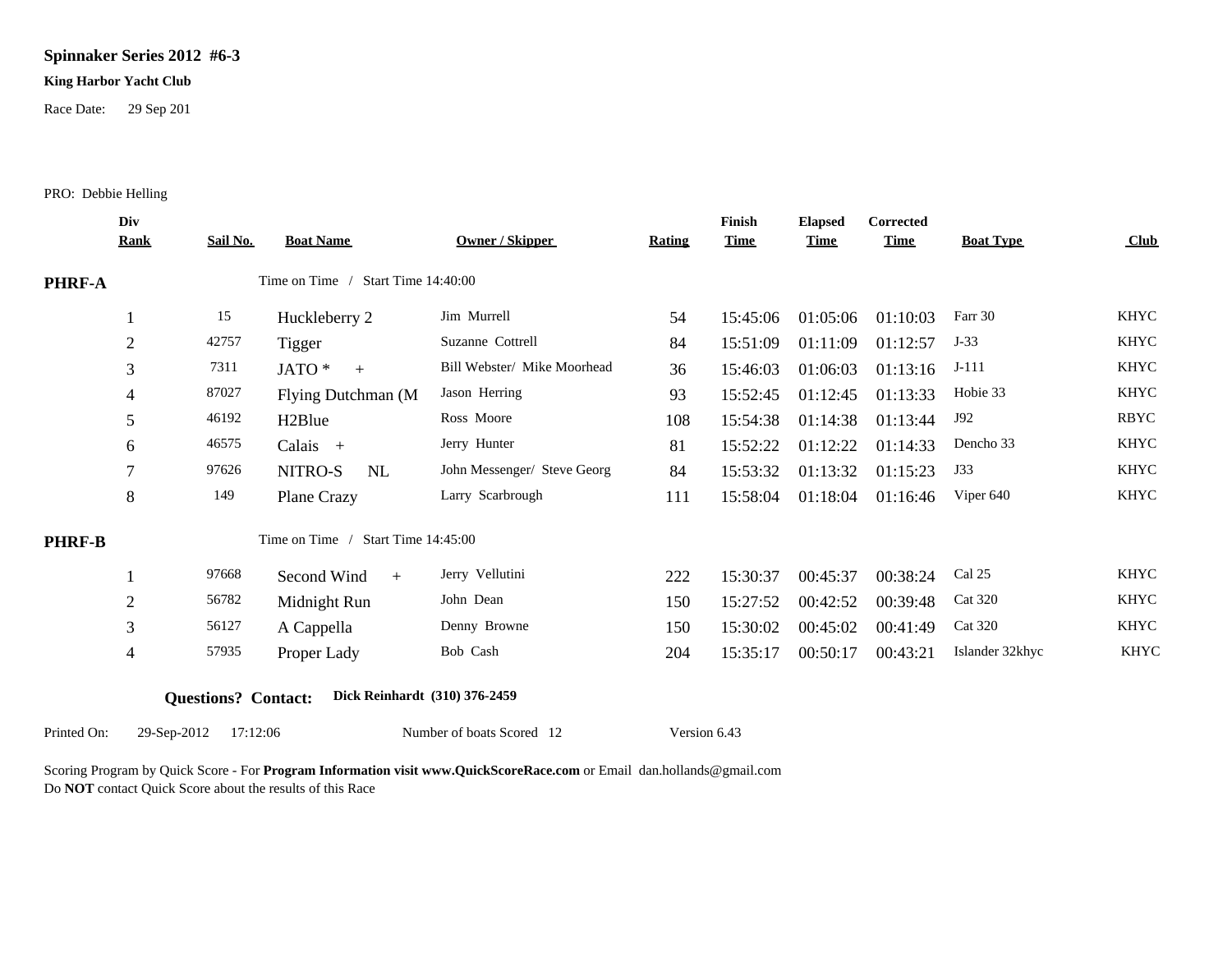**Spinnaker Series 2012 #6-3**

**King Harbor Yacht Club**

Race Date: 29 Sep 201

PRO: Debbie Helling

| Div Rank | Sail No. | Boat Name | Owner / Skipper | Rating | Finish Time | Elapsed Time | Corrected Time | Boat Type | Club |
|---|---|---|---|---|---|---|---|---|---|
| **PHRF-A** | | Time on Time / Start Time 14:40:00 | | | | | | | |
| 1 | 15 | Huckleberry 2 | Jim Murrell | 54 | 15:45:06 | 01:05:06 | 01:10:03 | Farr 30 | KHYC |
| 2 | 42757 | Tigger | Suzanne Cottrell | 84 | 15:51:09 | 01:11:09 | 01:12:57 | J-33 | KHYC |
| 3 | 7311 | JATO * + | Bill Webster/ Mike Moorhead | 36 | 15:46:03 | 01:06:03 | 01:13:16 | J-111 | KHYC |
| 4 | 87027 | Flying Dutchman (M | Jason Herring | 93 | 15:52:45 | 01:12:45 | 01:13:33 | Hobie 33 | KHYC |
| 5 | 46192 | H2Blue | Ross Moore | 108 | 15:54:38 | 01:14:38 | 01:13:44 | J92 | RBYC |
| 6 | 46575 | Calais + | Jerry Hunter | 81 | 15:52:22 | 01:12:22 | 01:14:33 | Dencho 33 | KHYC |
| 7 | 97626 | NITRO-S NL | John Messenger/ Steve Georg | 84 | 15:53:32 | 01:13:32 | 01:15:23 | J33 | KHYC |
| 8 | 149 | Plane Crazy | Larry Scarbrough | 111 | 15:58:04 | 01:18:04 | 01:16:46 | Viper 640 | KHYC |
| **PHRF-B** | | Time on Time / Start Time 14:45:00 | | | | | | | |
| 1 | 97668 | Second Wind + | Jerry Vellutini | 222 | 15:30:37 | 00:45:37 | 00:38:24 | Cal 25 | KHYC |
| 2 | 56782 | Midnight Run | John Dean | 150 | 15:27:52 | 00:42:52 | 00:39:48 | Cat 320 | KHYC |
| 3 | 56127 | A Cappella | Denny Browne | 150 | 15:30:02 | 00:45:02 | 00:41:49 | Cat 320 | KHYC |
| 4 | 57935 | Proper Lady | Bob Cash | 204 | 15:35:17 | 00:50:17 | 00:43:21 | Islander 32khyc | KHYC |

**Questions? Contact: Dick Reinhardt (310) 376-2459**

Printed On: 29-Sep-2012 17:12:06 Number of boats Scored 12 Version 6.43

Scoring Program by Quick Score - For **Program Information visit www.QuickScoreRace.com** or Email dan.hollands@gmail.com
Do **NOT** contact Quick Score about the results of this Race